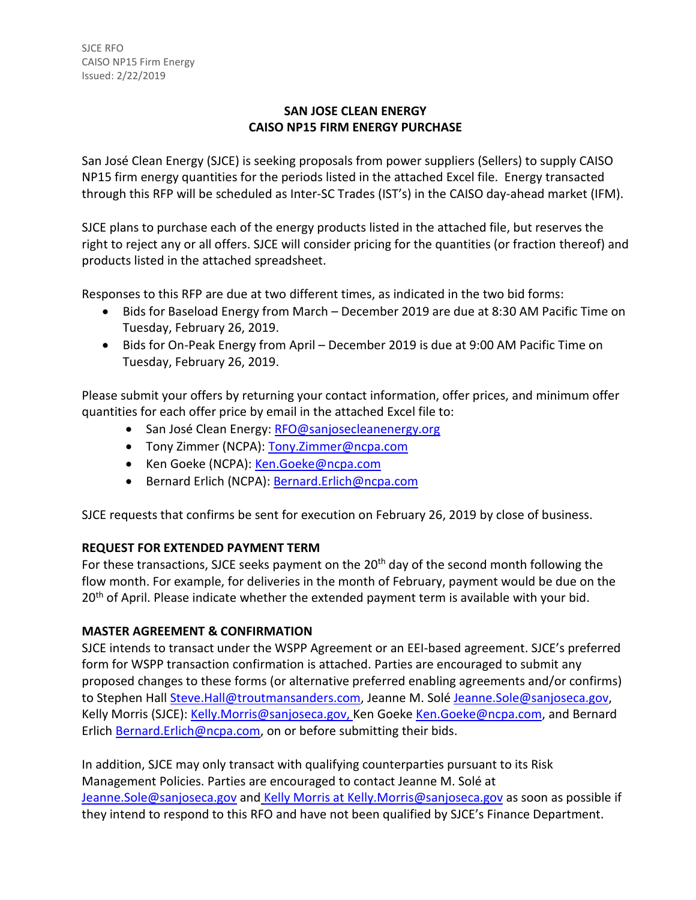SJCE RFO
CAISO NP15 Firm Energy
Issued: 2/22/2019

## SAN JOSE CLEAN ENERGY
## CAISO NP15 FIRM ENERGY PURCHASE

San José Clean Energy (SJCE) is seeking proposals from power suppliers (Sellers) to supply CAISO NP15 firm energy quantities for the periods listed in the attached Excel file. Energy transacted through this RFP will be scheduled as Inter-SC Trades (IST's) in the CAISO day-ahead market (IFM).

SJCE plans to purchase each of the energy products listed in the attached file, but reserves the right to reject any or all offers. SJCE will consider pricing for the quantities (or fraction thereof) and products listed in the attached spreadsheet.

Responses to this RFP are due at two different times, as indicated in the two bid forms:

- Bids for Baseload Energy from March – December 2019 are due at 8:30 AM Pacific Time on Tuesday, February 26, 2019.
- Bids for On-Peak Energy from April – December 2019 is due at 9:00 AM Pacific Time on Tuesday, February 26, 2019.

Please submit your offers by returning your contact information, offer prices, and minimum offer quantities for each offer price by email in the attached Excel file to:

- San José Clean Energy: RFO@sanjosecleanenergy.org
- Tony Zimmer (NCPA): Tony.Zimmer@ncpa.com
- Ken Goeke (NCPA): Ken.Goeke@ncpa.com
- Bernard Erlich (NCPA): Bernard.Erlich@ncpa.com

SJCE requests that confirms be sent for execution on February 26, 2019 by close of business.

### REQUEST FOR EXTENDED PAYMENT TERM

For these transactions, SJCE seeks payment on the 20th day of the second month following the flow month. For example, for deliveries in the month of February, payment would be due on the 20th of April. Please indicate whether the extended payment term is available with your bid.

### MASTER AGREEMENT & CONFIRMATION

SJCE intends to transact under the WSPP Agreement or an EEI-based agreement. SJCE's preferred form for WSPP transaction confirmation is attached. Parties are encouraged to submit any proposed changes to these forms (or alternative preferred enabling agreements and/or confirms) to Stephen Hall Steve.Hall@troutmansanders.com, Jeanne M. Solé Jeanne.Sole@sanjoseca.gov, Kelly Morris (SJCE): Kelly.Morris@sanjoseca.gov, Ken Goeke Ken.Goeke@ncpa.com, and Bernard Erlich Bernard.Erlich@ncpa.com, on or before submitting their bids.

In addition, SJCE may only transact with qualifying counterparties pursuant to its Risk Management Policies. Parties are encouraged to contact Jeanne M. Solé at Jeanne.Sole@sanjoseca.gov and Kelly Morris at Kelly.Morris@sanjoseca.gov as soon as possible if they intend to respond to this RFO and have not been qualified by SJCE's Finance Department.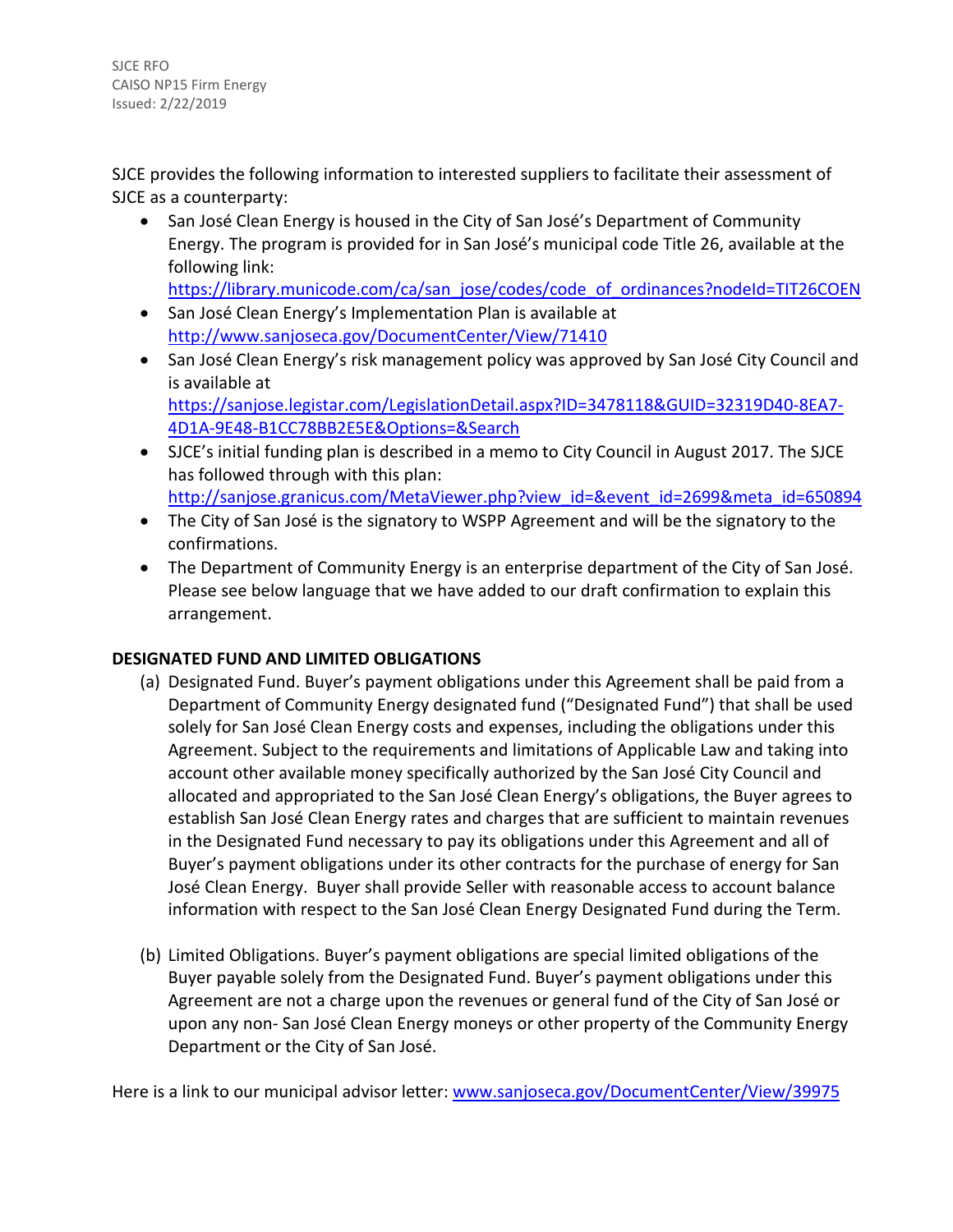SJCE provides the following information to interested suppliers to facilitate their assessment of SJCE as a counterparty:

- San José Clean Energy is housed in the City of San José's Department of Community Energy. The program is provided for in San José's municipal code Title 26, available at the following link: [https://library.municode.com/ca/san_jose/codes/code_of_ordinances?nodeId=TIT26COEN](https://library.municode.com/ca/san_jose/codes/code_of_ordinances?nodeId=TIT26COEN)
- San José Clean Energy's Implementation Plan is available at [http://www.sanjoseca.gov/DocumentCenter/View/71410](http://www.sanjoseca.gov/DocumentCenter/View/71410)
- San José Clean Energy's risk management policy was approved by San José City Council and is available at [https://sanjose.legistar.com/LegislationDetail.aspx?ID=3478118&GUID=32319D40-8EA7-4D1A-9E48-B1CC78BB2E5E&Options=&Search](https://sanjose.legistar.com/LegislationDetail.aspx?ID=3478118&GUID=32319D40-8EA7-4D1A-9E48-B1CC78BB2E5E&Options=&Search)
- SJCE's initial funding plan is described in a memo to City Council in August 2017. The SJCE has followed through with this plan: [http://sanjose.granicus.com/MetaViewer.php?view_id=&event_id=2699&meta_id=650894](http://sanjose.granicus.com/MetaViewer.php?view_id=&event_id=2699&meta_id=650894)
- The City of San José is the signatory to WSPP Agreement and will be the signatory to the confirmations.
- The Department of Community Energy is an enterprise department of the City of San José. Please see below language that we have added to our draft confirmation to explain this arrangement.

**DESIGNATED FUND AND LIMITED OBLIGATIONS**

(a) Designated Fund. Buyer's payment obligations under this Agreement shall be paid from a Department of Community Energy designated fund ("Designated Fund") that shall be used solely for San José Clean Energy costs and expenses, including the obligations under this Agreement. Subject to the requirements and limitations of Applicable Law and taking into account other available money specifically authorized by the San José City Council and allocated and appropriated to the San José Clean Energy's obligations, the Buyer agrees to establish San José Clean Energy rates and charges that are sufficient to maintain revenues in the Designated Fund necessary to pay its obligations under this Agreement and all of Buyer's payment obligations under its other contracts for the purchase of energy for San José Clean Energy. Buyer shall provide Seller with reasonable access to account balance information with respect to the San José Clean Energy Designated Fund during the Term.

(b) Limited Obligations. Buyer's payment obligations are special limited obligations of the Buyer payable solely from the Designated Fund. Buyer's payment obligations under this Agreement are not a charge upon the revenues or general fund of the City of San José or upon any non- San José Clean Energy moneys or other property of the Community Energy Department or the City of San José.

Here is a link to our municipal advisor letter: [www.sanjoseca.gov/DocumentCenter/View/39975](www.sanjoseca.gov/DocumentCenter/View/39975)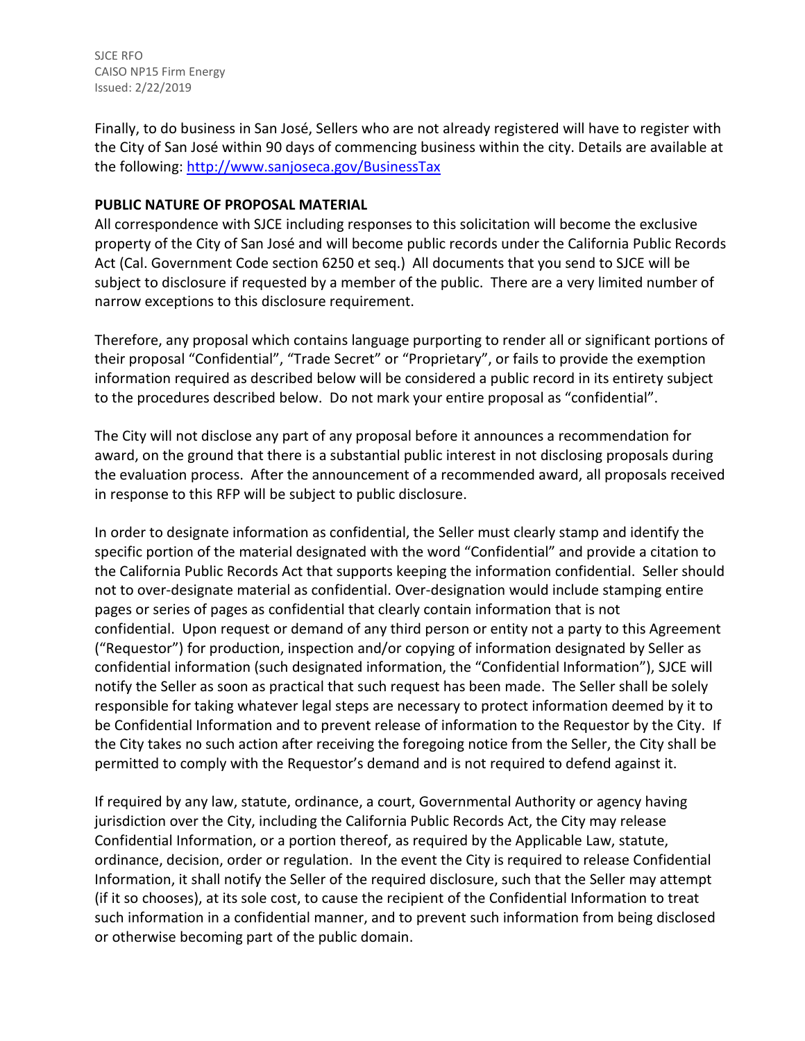Finally, to do business in San José, Sellers who are not already registered will have to register with the City of San José within 90 days of commencing business within the city. Details are available at the following: [http://www.sanjoseca.gov/BusinessTax](http://www.sanjoseca.gov/BusinessTax)

**PUBLIC NATURE OF PROPOSAL MATERIAL**

All correspondence with SJCE including responses to this solicitation will become the exclusive property of the City of San José and will become public records under the California Public Records Act (Cal. Government Code section 6250 et seq.) All documents that you send to SJCE will be subject to disclosure if requested by a member of the public. There are a very limited number of narrow exceptions to this disclosure requirement.

Therefore, any proposal which contains language purporting to render all or significant portions of their proposal "Confidential", "Trade Secret" or "Proprietary", or fails to provide the exemption information required as described below will be considered a public record in its entirety subject to the procedures described below. Do not mark your entire proposal as "confidential".

The City will not disclose any part of any proposal before it announces a recommendation for award, on the ground that there is a substantial public interest in not disclosing proposals during the evaluation process. After the announcement of a recommended award, all proposals received in response to this RFP will be subject to public disclosure.

In order to designate information as confidential, the Seller must clearly stamp and identify the specific portion of the material designated with the word "Confidential" and provide a citation to the California Public Records Act that supports keeping the information confidential. Seller should not to over-designate material as confidential. Over-designation would include stamping entire pages or series of pages as confidential that clearly contain information that is not confidential. Upon request or demand of any third person or entity not a party to this Agreement ("Requestor") for production, inspection and/or copying of information designated by Seller as confidential information (such designated information, the "Confidential Information"), SJCE will notify the Seller as soon as practical that such request has been made. The Seller shall be solely responsible for taking whatever legal steps are necessary to protect information deemed by it to be Confidential Information and to prevent release of information to the Requestor by the City. If the City takes no such action after receiving the foregoing notice from the Seller, the City shall be permitted to comply with the Requestor's demand and is not required to defend against it.

If required by any law, statute, ordinance, a court, Governmental Authority or agency having jurisdiction over the City, including the California Public Records Act, the City may release Confidential Information, or a portion thereof, as required by the Applicable Law, statute, ordinance, decision, order or regulation. In the event the City is required to release Confidential Information, it shall notify the Seller of the required disclosure, such that the Seller may attempt (if it so chooses), at its sole cost, to cause the recipient of the Confidential Information to treat such information in a confidential manner, and to prevent such information from being disclosed or otherwise becoming part of the public domain.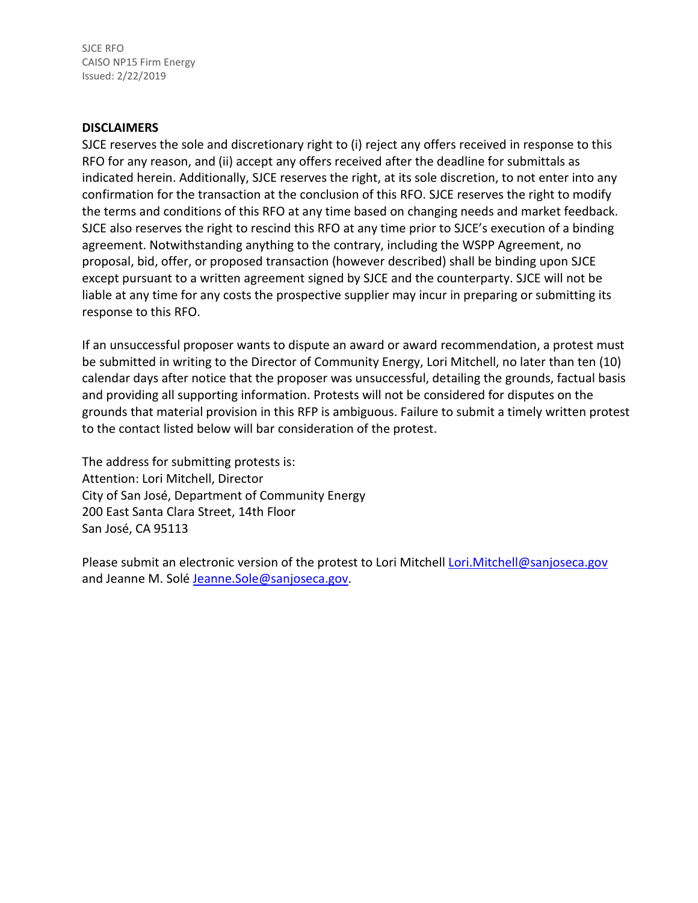## DISCLAIMERS

SJCE reserves the sole and discretionary right to (i) reject any offers received in response to this RFO for any reason, and (ii) accept any offers received after the deadline for submittals as indicated herein. Additionally, SJCE reserves the right, at its sole discretion, to not enter into any confirmation for the transaction at the conclusion of this RFO. SJCE reserves the right to modify the terms and conditions of this RFO at any time based on changing needs and market feedback. SJCE also reserves the right to rescind this RFO at any time prior to SJCE's execution of a binding agreement. Notwithstanding anything to the contrary, including the WSPP Agreement, no proposal, bid, offer, or proposed transaction (however described) shall be binding upon SJCE except pursuant to a written agreement signed by SJCE and the counterparty. SJCE will not be liable at any time for any costs the prospective supplier may incur in preparing or submitting its response to this RFO.

If an unsuccessful proposer wants to dispute an award or award recommendation, a protest must be submitted in writing to the Director of Community Energy, Lori Mitchell, no later than ten (10) calendar days after notice that the proposer was unsuccessful, detailing the grounds, factual basis and providing all supporting information. Protests will not be considered for disputes on the grounds that material provision in this RFP is ambiguous. Failure to submit a timely written protest to the contact listed below will bar consideration of the protest.

The address for submitting protests is:
Attention: Lori Mitchell, Director
City of San José, Department of Community Energy
200 East Santa Clara Street, 14th Floor
San José, CA 95113

Please submit an electronic version of the protest to Lori Mitchell Lori.Mitchell@sanjoseca.gov and Jeanne M. Solé Jeanne.Sole@sanjoseca.gov.